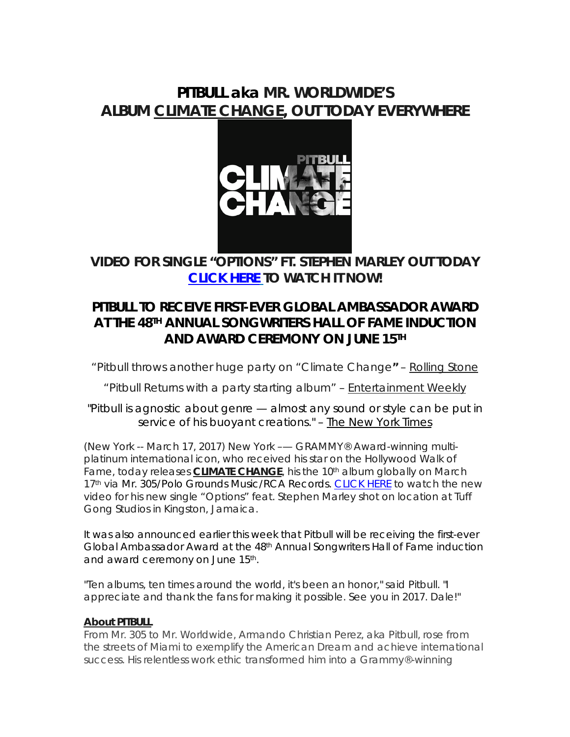# PITBULL aka MR. WORLDWIDE'S ALBUM CLIMATE CHANGE, OUT TODAY EVERYWHERE

## VIDEO FOR SINGLE "OPTIONS" FT. STEPHEN MARLEY OUT TODAY [CLICK HERE] TO WATCH IT NOW!

## PITBULL TO RECEIVE FIRST-EVER GLOBAL AMBASSADOR AWARD AT THE 48TH ANNUAL SONGWRITERS HALL OF FAME INDUCTION AND AWARD CEREMONY ON JUNE 15TH

"Pitbull throws another huge party on "Climate Change**"** – Rolling Stone

"Pitbull Returns with a party starting album" – Entertainment Weekly

"Pitbull is agnostic about genre — almost any sound or style can be put in service of his buoyant creations." – The New York Times

(New York -- March 17, 2017) New York –— GRAMMY® Award-winning multi-platinum international icon, who received his star on the Hollywood Walk of Fame, today releases **CLIMATE CHANGE**, his the 10th album globally on March 17th via Mr. 305/Polo Grounds Music/RCA Records. CLICK HERE to watch the new video for his new single "Options" feat. Stephen Marley shot on location at Tuff Gong Studios in Kingston, Jamaica.

It was also announced earlier this week that Pitbull will be receiving the first-ever Global Ambassador Award at the 48th Annual Songwriters Hall of Fame induction and award ceremony on June 15th.

"Ten albums, ten times around the world, it's been an honor," said Pitbull. "I appreciate and thank the fans for making it possible. See you in 2017. Dale!"

**About PITBULL**

From Mr. 305 to Mr. Worldwide, Armando Christian Perez, aka Pitbull, rose from the streets of Miami to exemplify the American Dream and achieve international success. His relentless work ethic transformed him into a Grammy®-winning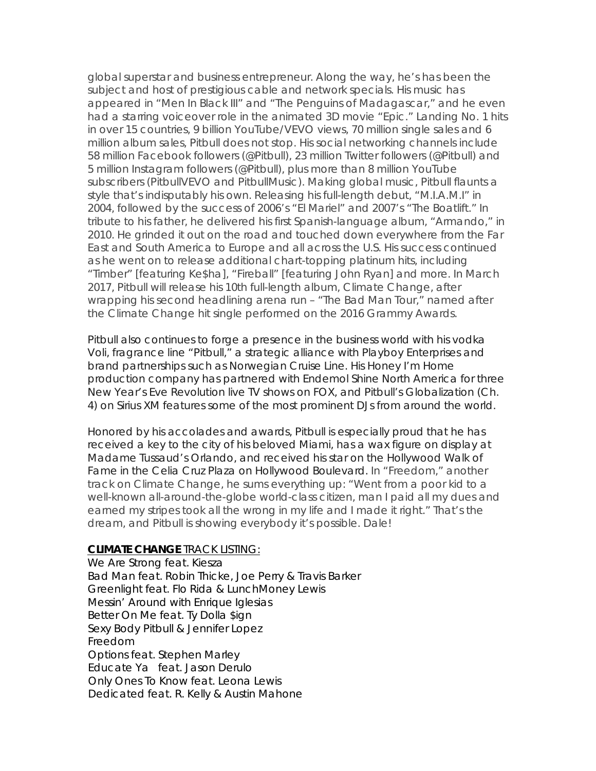global superstar and business entrepreneur. Along the way, he's has been the subject and host of prestigious cable and network specials. His music has appeared in "Men In Black III" and "The Penguins of Madagascar," and he even had a starring voiceover role in the animated 3D movie "Epic." Landing No. 1 hits in over 15 countries, 9 billion YouTube/VEVO views, 70 million single sales and 6 million album sales, Pitbull does not stop. His social networking channels include 58 million Facebook followers (@Pitbull), 23 million Twitter followers (@Pitbull) and 5 million Instagram followers (@Pitbull), plus more than 8 million YouTube subscribers (PitbullVEVO and PitbullMusic). Making global music, Pitbull flaunts a style that's indisputably his own. Releasing his full-length debut, "M.I.A.M.I" in 2004, followed by the success of 2006's "El Mariel" and 2007's "The Boatlift." In tribute to his father, he delivered his first Spanish-language album, "Armando," in 2010. He grinded it out on the road and touched down everywhere from the Far East and South America to Europe and all across the U.S. His success continued as he went on to release additional chart-topping platinum hits, including "Timber" [featuring Ke$ha], "Fireball" [featuring John Ryan] and more. In March 2017, Pitbull will release his 10th full-length album, Climate Change, after wrapping his second headlining arena run – "The Bad Man Tour," named after the Climate Change hit single performed on the 2016 Grammy Awards.

Pitbull also continues to forge a presence in the business world with his vodka Voli, fragrance line "Pitbull," a strategic alliance with Playboy Enterprises and brand partnerships such as Norwegian Cruise Line. His Honey I'm Home production company has partnered with Endemol Shine North America for three New Year's Eve Revolution live TV shows on FOX, and Pitbull's Globalization (Ch. 4) on Sirius XM features some of the most prominent DJs from around the world.

Honored by his accolades and awards, Pitbull is especially proud that he has received a key to the city of his beloved Miami, has a wax figure on display at Madame Tussaud's Orlando, and received his star on the Hollywood Walk of Fame in the Celia Cruz Plaza on Hollywood Boulevard. In "Freedom," another track on Climate Change, he sums everything up: "Went from a poor kid to a well-known all-around-the-globe world-class citizen, man I paid all my dues and earned my stripes took all the wrong in my life and I made it right." That's the dream, and Pitbull is showing everybody it's possible. Dale!

**CLIMATE CHANGE** TRACK LISTING:

We Are Strong feat. Kiesza
Bad Man feat. Robin Thicke, Joe Perry & Travis Barker
Greenlight feat. Flo Rida & LunchMoney Lewis
Messin' Around with Enrique Iglesias
Better On Me feat. Ty Dolla $ign
Sexy Body Pitbull & Jennifer Lopez
Freedom
Options feat. Stephen Marley
Educate Ya feat. Jason Derulo
Only Ones To Know feat. Leona Lewis
Dedicated feat. R. Kelly & Austin Mahone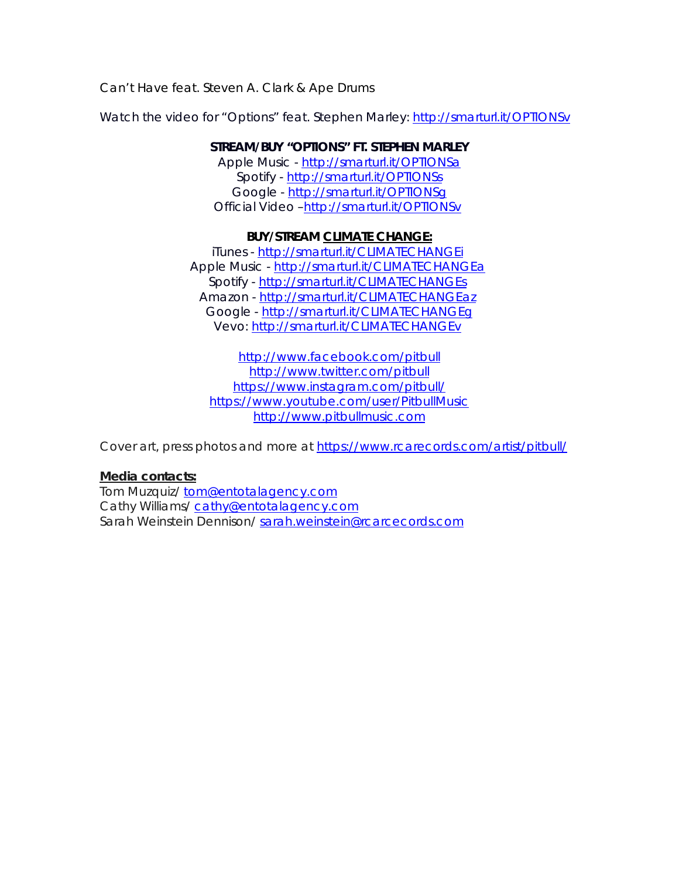Can't Have feat. Steven A. Clark & Ape Drums

Watch the video for "Options" feat. Stephen Marley: http://smarturl.it/OPTIONSv

**STREAM/BUY "OPTIONS" FT. STEPHEN MARLEY**
Apple Music - http://smarturl.it/OPTIONSa
Spotify - http://smarturl.it/OPTIONSs
Google - http://smarturl.it/OPTIONSg
Official Video –http://smarturl.it/OPTIONSv

**BUY/STREAM <u>CLIMATE CHANGE:</u>**
iTunes - http://smarturl.it/CLIMATECHANGEi
Apple Music - http://smarturl.it/CLIMATECHANGEa
Spotify - http://smarturl.it/CLIMATECHANGEs
Amazon - http://smarturl.it/CLIMATECHANGEaz
Google - http://smarturl.it/CLIMATECHANGEg
Vevo: http://smarturl.it/CLIMATECHANGEv

http://www.facebook.com/pitbull
http://www.twitter.com/pitbull
https://www.instagram.com/pitbull/
https://www.youtube.com/user/PitbullMusic
http://www.pitbullmusic.com

Cover art, press photos and more at https://www.rcarecords.com/artist/pitbull/

**<u>Media contacts:</u>**
Tom Muzquiz/ tom@entotalagency.com
Cathy Williams/ cathy@entotalagency.com
Sarah Weinstein Dennison/ sarah.weinstein@rcarcecords.com